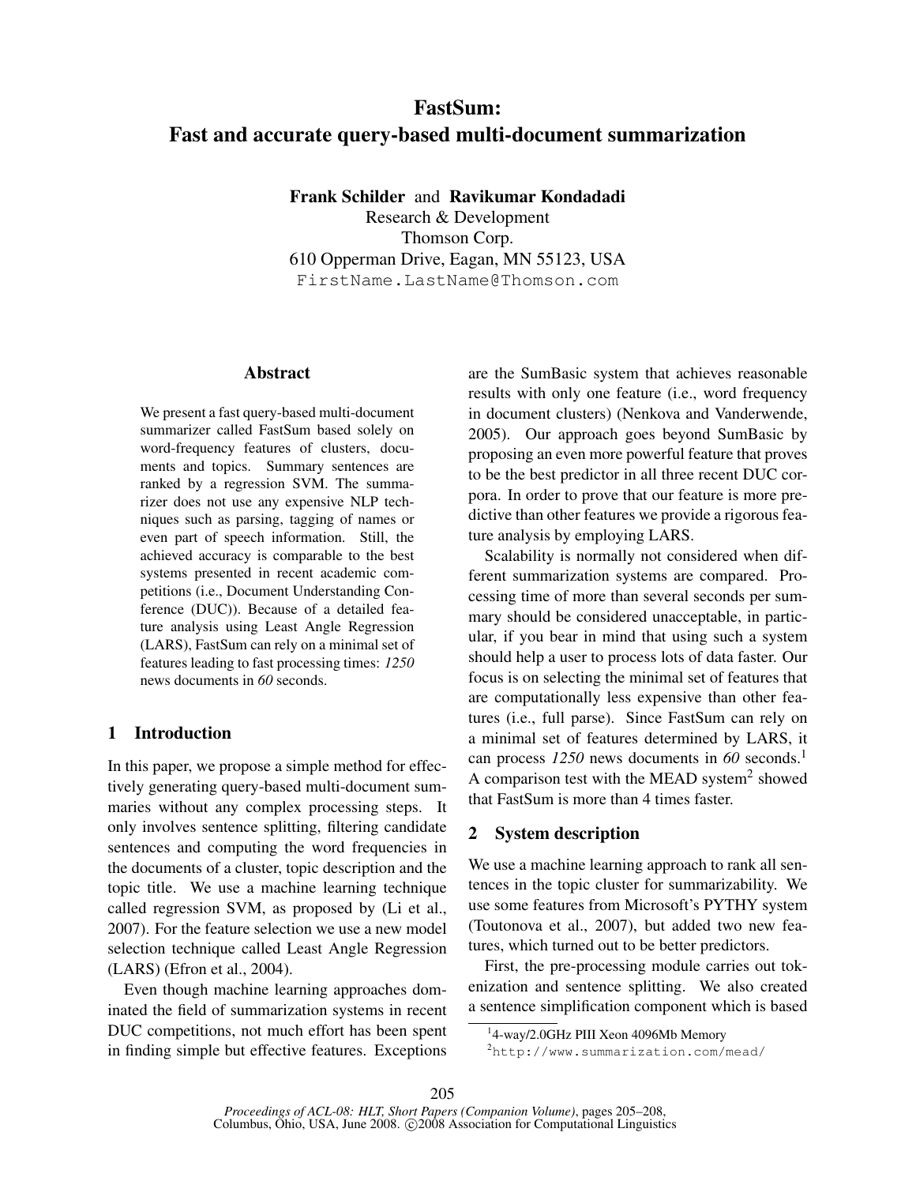# FastSum:
# Fast and accurate query-based multi-document summarization

**Frank Schilder** and **Ravikumar Kondadadi**
Research & Development
Thomson Corp.
610 Opperman Drive, Eagan, MN 55123, USA
FirstName.LastName@Thomson.com

## Abstract

We present a fast query-based multi-document summarizer called FastSum based solely on word-frequency features of clusters, documents and topics. Summary sentences are ranked by a regression SVM. The summarizer does not use any expensive NLP techniques such as parsing, tagging of names or even part of speech information. Still, the achieved accuracy is comparable to the best systems presented in recent academic competitions (i.e., Document Understanding Conference (DUC)). Because of a detailed feature analysis using Least Angle Regression (LARS), FastSum can rely on a minimal set of features leading to fast processing times: *1250* news documents in *60* seconds.

## 1 Introduction

In this paper, we propose a simple method for effectively generating query-based multi-document summaries without any complex processing steps. It only involves sentence splitting, filtering candidate sentences and computing the word frequencies in the documents of a cluster, topic description and the topic title. We use a machine learning technique called regression SVM, as proposed by (Li et al., 2007). For the feature selection we use a new model selection technique called Least Angle Regression (LARS) (Efron et al., 2004).

Even though machine learning approaches dominated the field of summarization systems in recent DUC competitions, not much effort has been spent in finding simple but effective features. Exceptions are the SumBasic system that achieves reasonable results with only one feature (i.e., word frequency in document clusters) (Nenkova and Vanderwende, 2005). Our approach goes beyond SumBasic by proposing an even more powerful feature that proves to be the best predictor in all three recent DUC corpora. In order to prove that our feature is more predictive than other features we provide a rigorous feature analysis by employing LARS.

Scalability is normally not considered when different summarization systems are compared. Processing time of more than several seconds per summary should be considered unacceptable, in particular, if you bear in mind that using such a system should help a user to process lots of data faster. Our focus is on selecting the minimal set of features that are computationally less expensive than other features (i.e., full parse). Since FastSum can rely on a minimal set of features determined by LARS, it can process *1250* news documents in *60* seconds.[1] A comparison test with the MEAD system[2] showed that FastSum is more than 4 times faster.

## 2 System description

We use a machine learning approach to rank all sentences in the topic cluster for summarizability. We use some features from Microsoft's PYTHY system (Toutonova et al., 2007), but added two new features, which turned out to be better predictors.

First, the pre-processing module carries out tokenization and sentence splitting. We also created a sentence simplification component which is based

[1] 4-way/2.0GHz PIII Xeon 4096Mb Memory

[2] http://www.summarization.com/mead/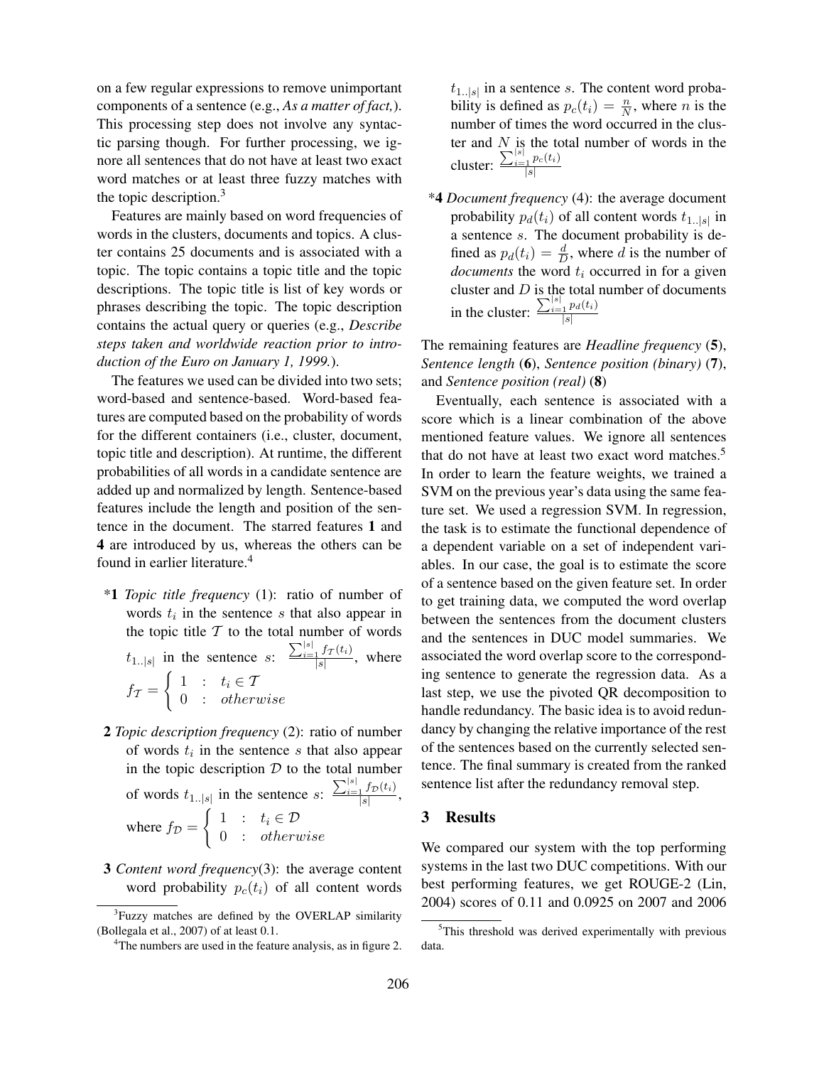on a few regular expressions to remove unimportant components of a sentence (e.g., *As a matter of fact,*). This processing step does not involve any syntactic parsing though. For further processing, we ignore all sentences that do not have at least two exact word matches or at least three fuzzy matches with the topic description.[3]

Features are mainly based on word frequencies of words in the clusters, documents and topics. A cluster contains 25 documents and is associated with a topic. The topic contains a topic title and the topic descriptions. The topic title is list of key words or phrases describing the topic. The topic description contains the actual query or queries (e.g., *Describe steps taken and worldwide reaction prior to introduction of the Euro on January 1, 1999.*).

The features we used can be divided into two sets; word-based and sentence-based. Word-based features are computed based on the probability of words for the different containers (i.e., cluster, document, topic title and description). At runtime, the different probabilities of all words in a candidate sentence are added up and normalized by length. Sentence-based features include the length and position of the sentence in the document. The starred features **1** and **4** are introduced by us, whereas the others can be found in earlier literature.[4]

- *__1__ *Topic title frequency* (1): ratio of number of words $t_i$ in the sentence $s$ that also appear in the topic title $\mathcal{T}$ to the total number of words $t_{1..|s|}$ in the sentence $s$: $\frac{\sum_{i=1}^{|s|} f_{\mathcal{T}}(t_i)}{|s|}$, where $f_{\mathcal{T}} = \begin{cases} 1 & : \; t_i \in \mathcal{T} \\ 0 & : \; otherwise \end{cases}$

- **2** *Topic description frequency* (2): ratio of number of words $t_i$ in the sentence $s$ that also appear in the topic description $\mathcal{D}$ to the total number of words $t_{1..|s|}$ in the sentence $s$: $\frac{\sum_{i=1}^{|s|} f_{\mathcal{D}}(t_i)}{|s|}$, where $f_{\mathcal{D}} = \begin{cases} 1 & : \; t_i \in \mathcal{D} \\ 0 & : \; otherwise \end{cases}$

- **3** *Content word frequency*(3): the average content word probability $p_c(t_i)$ of all content words $t_{1..|s|}$ in a sentence $s$. The content word probability is defined as $p_c(t_i) = \frac{n}{N}$, where $n$ is the number of times the word occurred in the cluster and $N$ is the total number of words in the cluster: $\frac{\sum_{i=1}^{|s|} p_c(t_i)}{|s|}$

- *__4__ *Document frequency* (4): the average document probability $p_d(t_i)$ of all content words $t_{1..|s|}$ in a sentence $s$. The document probability is defined as $p_d(t_i) = \frac{d}{D}$, where $d$ is the number of *documents* the word $t_i$ occurred in for a given cluster and $D$ is the total number of documents in the cluster: $\frac{\sum_{i=1}^{|s|} p_d(t_i)}{|s|}$

The remaining features are *Headline frequency* (**5**), *Sentence length* (**6**), *Sentence position (binary)* (**7**), and *Sentence position (real)* (**8**)

Eventually, each sentence is associated with a score which is a linear combination of the above mentioned feature values. We ignore all sentences that do not have at least two exact word matches.[5] In order to learn the feature weights, we trained a SVM on the previous year's data using the same feature set. We used a regression SVM. In regression, the task is to estimate the functional dependence of a dependent variable on a set of independent variables. In our case, the goal is to estimate the score of a sentence based on the given feature set. In order to get training data, we computed the word overlap between the sentences from the document clusters and the sentences in DUC model summaries. We associated the word overlap score to the corresponding sentence to generate the regression data. As a last step, we use the pivoted QR decomposition to handle redundancy. The basic idea is to avoid redundancy by changing the relative importance of the rest of the sentences based on the currently selected sentence. The final summary is created from the ranked sentence list after the redundancy removal step.

## 3 Results

We compared our system with the top performing systems in the last two DUC competitions. With our best performing features, we get ROUGE-2 (Lin, 2004) scores of 0.11 and 0.0925 on 2007 and 2006

[3] Fuzzy matches are defined by the OVERLAP similarity (Bollegala et al., 2007) of at least 0.1.

[4] The numbers are used in the feature analysis, as in figure 2.

[5] This threshold was derived experimentally with previous data.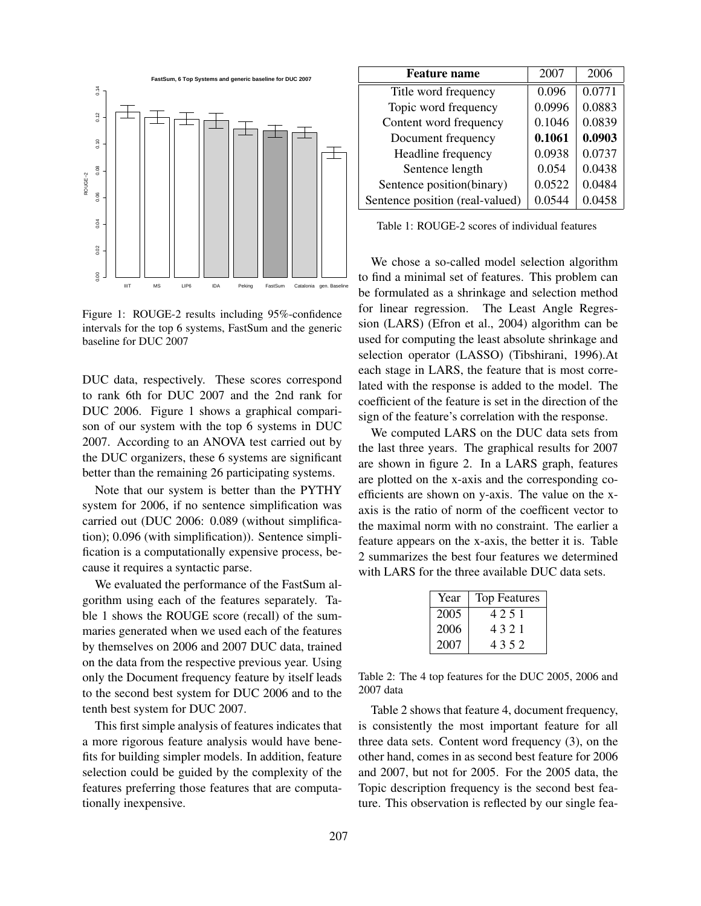Figure 1: ROUGE-2 results including 95%-confidence intervals for the top 6 systems, FastSum and the generic baseline for DUC 2007

DUC data, respectively. These scores correspond to rank 6th for DUC 2007 and the 2nd rank for DUC 2006. Figure 1 shows a graphical comparison of our system with the top 6 systems in DUC 2007. According to an ANOVA test carried out by the DUC organizers, these 6 systems are significant better than the remaining 26 participating systems.

Note that our system is better than the PYTHY system for 2006, if no sentence simplification was carried out (DUC 2006: 0.089 (without simplification); 0.096 (with simplification)). Sentence simplification is a computationally expensive process, because it requires a syntactic parse.

We evaluated the performance of the FastSum algorithm using each of the features separately. Table 1 shows the ROUGE score (recall) of the summaries generated when we used each of the features by themselves on 2006 and 2007 DUC data, trained on the data from the respective previous year. Using only the Document frequency feature by itself leads to the second best system for DUC 2006 and to the tenth best system for DUC 2007.

This first simple analysis of features indicates that a more rigorous feature analysis would have benefits for building simpler models. In addition, feature selection could be guided by the complexity of the features preferring those features that are computationally inexpensive.

| Feature name | 2007 | 2006 |
|---|---|---|
| Title word frequency | 0.096 | 0.0771 |
| Topic word frequency | 0.0996 | 0.0883 |
| Content word frequency | 0.1046 | 0.0839 |
| Document frequency | **0.1061** | **0.0903** |
| Headline frequency | 0.0938 | 0.0737 |
| Sentence length | 0.054 | 0.0438 |
| Sentence position(binary) | 0.0522 | 0.0484 |
| Sentence position (real-valued) | 0.0544 | 0.0458 |

Table 1: ROUGE-2 scores of individual features

We chose a so-called model selection algorithm to find a minimal set of features. This problem can be formulated as a shrinkage and selection method for linear regression. The Least Angle Regression (LARS) (Efron et al., 2004) algorithm can be used for computing the least absolute shrinkage and selection operator (LASSO) (Tibshirani, 1996).At each stage in LARS, the feature that is most correlated with the response is added to the model. The coefficient of the feature is set in the direction of the sign of the feature's correlation with the response.

We computed LARS on the DUC data sets from the last three years. The graphical results for 2007 are shown in figure 2. In a LARS graph, features are plotted on the x-axis and the corresponding coefficients are shown on y-axis. The value on the x-axis is the ratio of norm of the coefficent vector to the maximal norm with no constraint. The earlier a feature appears on the x-axis, the better it is. Table 2 summarizes the best four features we determined with LARS for the three available DUC data sets.

| Year | Top Features |
|---|---|
| 2005 | 4 2 5 1 |
| 2006 | 4 3 2 1 |
| 2007 | 4 3 5 2 |

Table 2: The 4 top features for the DUC 2005, 2006 and 2007 data

Table 2 shows that feature 4, document frequency, is consistently the most important feature for all three data sets. Content word frequency (3), on the other hand, comes in as second best feature for 2006 and 2007, but not for 2005. For the 2005 data, the Topic description frequency is the second best feature. This observation is reflected by our single fea-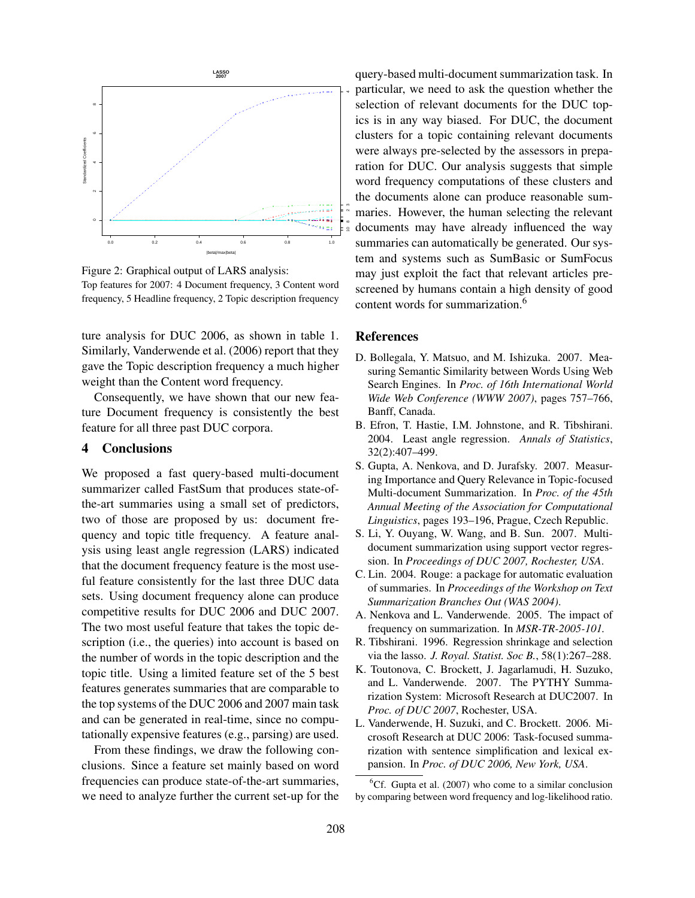LASSO
2007

Standardized Coefficients

|beta|/max|beta|

0.0 0.2 0.4 0.6 0.8 1.0

0 2 4 6 8

4

2 3

10 8 5

Figure 2: Graphical output of LARS analysis:
Top features for 2007: 4 Document frequency, 3 Content word frequency, 5 Headline frequency, 2 Topic description frequency

ture analysis for DUC 2006, as shown in table 1. Similarly, Vanderwende et al. (2006) report that they gave the Topic description frequency a much higher weight than the Content word frequency.

Consequently, we have shown that our new feature Document frequency is consistently the best feature for all three past DUC corpora.

## 4 Conclusions

We proposed a fast query-based multi-document summarizer called FastSum that produces state-of-the-art summaries using a small set of predictors, two of those are proposed by us: document frequency and topic title frequency. A feature analysis using least angle regression (LARS) indicated that the document frequency feature is the most useful feature consistently for the last three DUC data sets. Using document frequency alone can produce competitive results for DUC 2006 and DUC 2007. The two most useful feature that takes the topic description (i.e., the queries) into account is based on the number of words in the topic description and the topic title. Using a limited feature set of the 5 best features generates summaries that are comparable to the top systems of the DUC 2006 and 2007 main task and can be generated in real-time, since no computationally expensive features (e.g., parsing) are used.

From these findings, we draw the following conclusions. Since a feature set mainly based on word frequencies can produce state-of-the-art summaries, we need to analyze further the current set-up for the query-based multi-document summarization task. In particular, we need to ask the question whether the selection of relevant documents for the DUC topics is in any way biased. For DUC, the document clusters for a topic containing relevant documents were always pre-selected by the assessors in preparation for DUC. Our analysis suggests that simple word frequency computations of these clusters and the documents alone can produce reasonable summaries. However, the human selecting the relevant documents may have already influenced the way summaries can automatically be generated. Our system and systems such as SumBasic or SumFocus may just exploit the fact that relevant articles prescreened by humans contain a high density of good content words for summarization.[6]

## References

D. Bollegala, Y. Matsuo, and M. Ishizuka. 2007. Measuring Semantic Similarity between Words Using Web Search Engines. In *Proc. of 16th International World Wide Web Conference (WWW 2007)*, pages 757–766, Banff, Canada.

B. Efron, T. Hastie, I.M. Johnstone, and R. Tibshirani. 2004. Least angle regression. *Annals of Statistics*, 32(2):407–499.

S. Gupta, A. Nenkova, and D. Jurafsky. 2007. Measuring Importance and Query Relevance in Topic-focused Multi-document Summarization. In *Proc. of the 45th Annual Meeting of the Association for Computational Linguistics*, pages 193–196, Prague, Czech Republic.

S. Li, Y. Ouyang, W. Wang, and B. Sun. 2007. Multi-document summarization using support vector regression. In *Proceedings of DUC 2007, Rochester, USA*.

C. Lin. 2004. Rouge: a package for automatic evaluation of summaries. In *Proceedings of the Workshop on Text Summarization Branches Out (WAS 2004)*.

A. Nenkova and L. Vanderwende. 2005. The impact of frequency on summarization. In *MSR-TR-2005-101*.

R. Tibshirani. 1996. Regression shrinkage and selection via the lasso. *J. Royal. Statist. Soc B.*, 58(1):267–288.

K. Toutonova, C. Brockett, J. Jagarlamudi, H. Suzuko, and L. Vanderwende. 2007. The PYTHY Summarization System: Microsoft Research at DUC2007. In *Proc. of DUC 2007*, Rochester, USA.

L. Vanderwende, H. Suzuki, and C. Brockett. 2006. Microsoft Research at DUC 2006: Task-focused summarization with sentence simplification and lexical expansion. In *Proc. of DUC 2006, New York, USA*.

[6] Cf. Gupta et al. (2007) who come to a similar conclusion by comparing between word frequency and log-likelihood ratio.